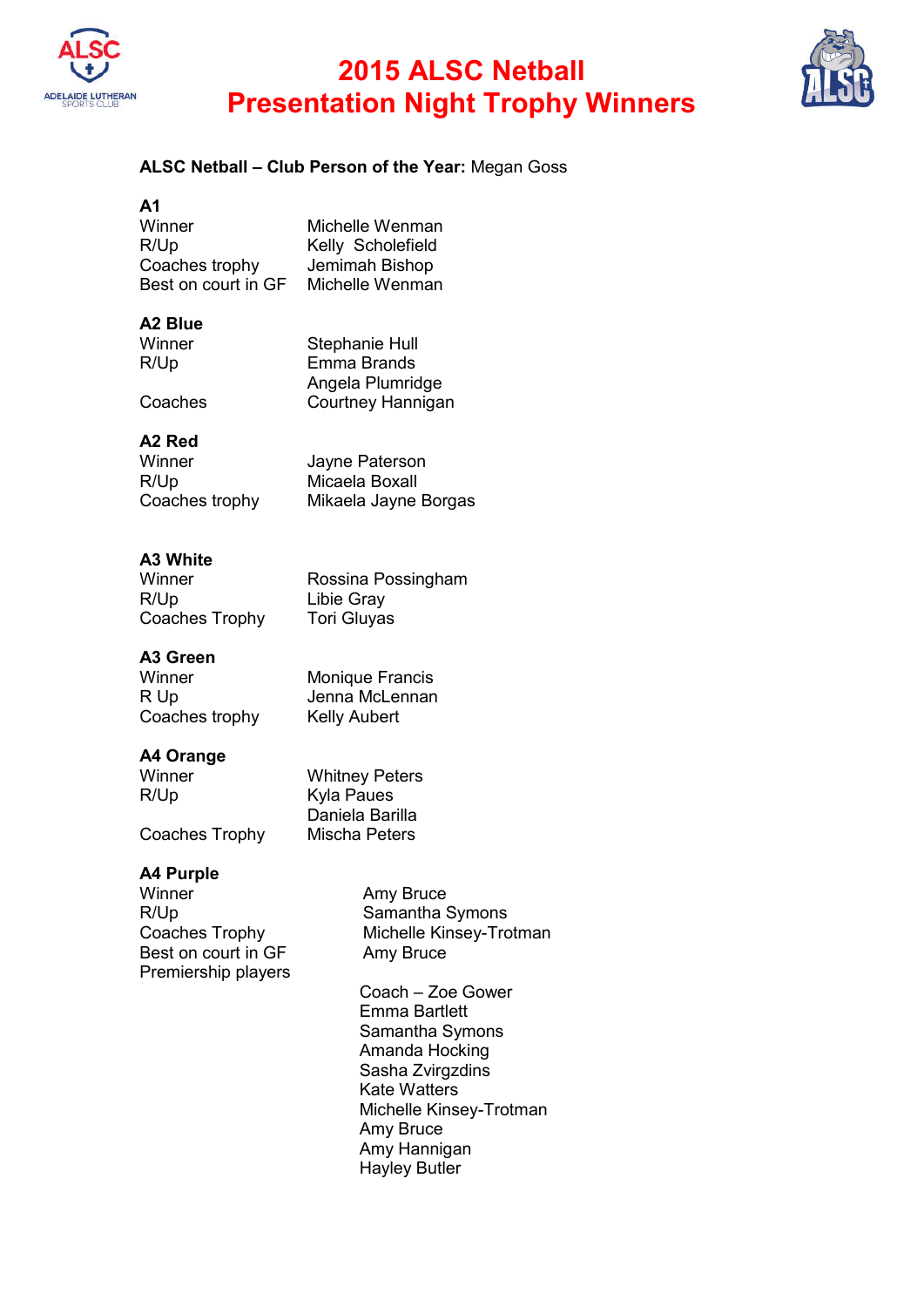# 2015 ALSC Netball
# Presentation Night Trophy Winners

**ALSC Netball – Club Person of the Year:** Megan Goss

**A1**

| | |
|---|---|
| Winner | Michelle Wenman |
| R/Up | Kelly Scholefield |
| Coaches trophy | Jemimah Bishop |
| Best on court in GF | Michelle Wenman |

**A2 Blue**

| | |
|---|---|
| Winner | Stephanie Hull |
| R/Up | Emma Brands |
| | Angela Plumridge |
| Coaches | Courtney Hannigan |

**A2 Red**

| | |
|---|---|
| Winner | Jayne Paterson |
| R/Up | Micaela Boxall |
| Coaches trophy | Mikaela Jayne Borgas |

**A3 White**

| | |
|---|---|
| Winner | Rossina Possingham |
| R/Up | Libie Gray |
| Coaches Trophy | Tori Gluyas |

**A3 Green**

| | |
|---|---|
| Winner | Monique Francis |
| R Up | Jenna McLennan |
| Coaches trophy | Kelly Aubert |

**A4 Orange**

| | |
|---|---|
| Winner | Whitney Peters |
| R/Up | Kyla Paues |
| | Daniela Barilla |
| Coaches Trophy | Mischa Peters |

**A4 Purple**

| | |
|---|---|
| Winner | Amy Bruce |
| R/Up | Samantha Symons |
| Coaches Trophy | Michelle Kinsey-Trotman |
| Best on court in GF | Amy Bruce |
| Premiership players | |

Coach – Zoe Gower
Emma Bartlett
Samantha Symons
Amanda Hocking
Sasha Zvirgzdins
Kate Watters
Michelle Kinsey-Trotman
Amy Bruce
Amy Hannigan
Hayley Butler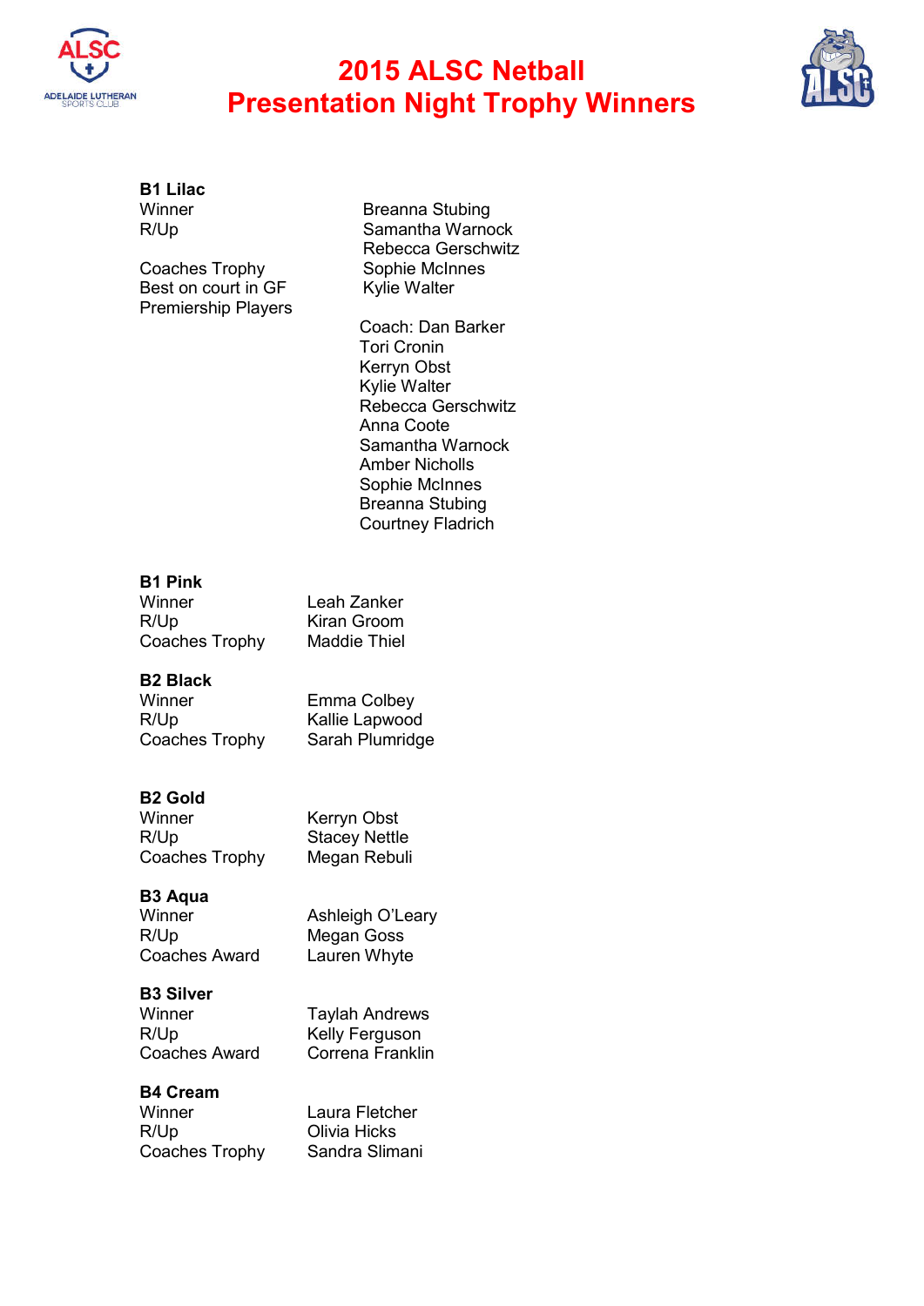# 2015 ALSC Netball Presentation Night Trophy Winners

**B1 Lilac**

| | |
|---|---|
| Winner | Breanna Stubing |
| R/Up | Samantha Warnock |
| Coaches Trophy | Rebecca Gerschwitz |
| Best on court in GF | Sophie McInnes |
| Premiership Players | Kylie Walter |

Coach: Dan Barker
Tori Cronin
Kerryn Obst
Kylie Walter
Rebecca Gerschwitz
Anna Coote
Samantha Warnock
Amber Nicholls
Sophie McInnes
Breanna Stubing
Courtney Fladrich

**B1 Pink**

| | |
|---|---|
| Winner | Leah Zanker |
| R/Up | Kiran Groom |
| Coaches Trophy | Maddie Thiel |

**B2 Black**

| | |
|---|---|
| Winner | Emma Colbey |
| R/Up | Kallie Lapwood |
| Coaches Trophy | Sarah Plumridge |

**B2 Gold**

| | |
|---|---|
| Winner | Kerryn Obst |
| R/Up | Stacey Nettle |
| Coaches Trophy | Megan Rebuli |

**B3 Aqua**

| | |
|---|---|
| Winner | Ashleigh O'Leary |
| R/Up | Megan Goss |
| Coaches Award | Lauren Whyte |

**B3 Silver**

| | |
|---|---|
| Winner | Taylah Andrews |
| R/Up | Kelly Ferguson |
| Coaches Award | Correna Franklin |

**B4 Cream**

| | |
|---|---|
| Winner | Laura Fletcher |
| R/Up | Olivia Hicks |
| Coaches Trophy | Sandra Slimani |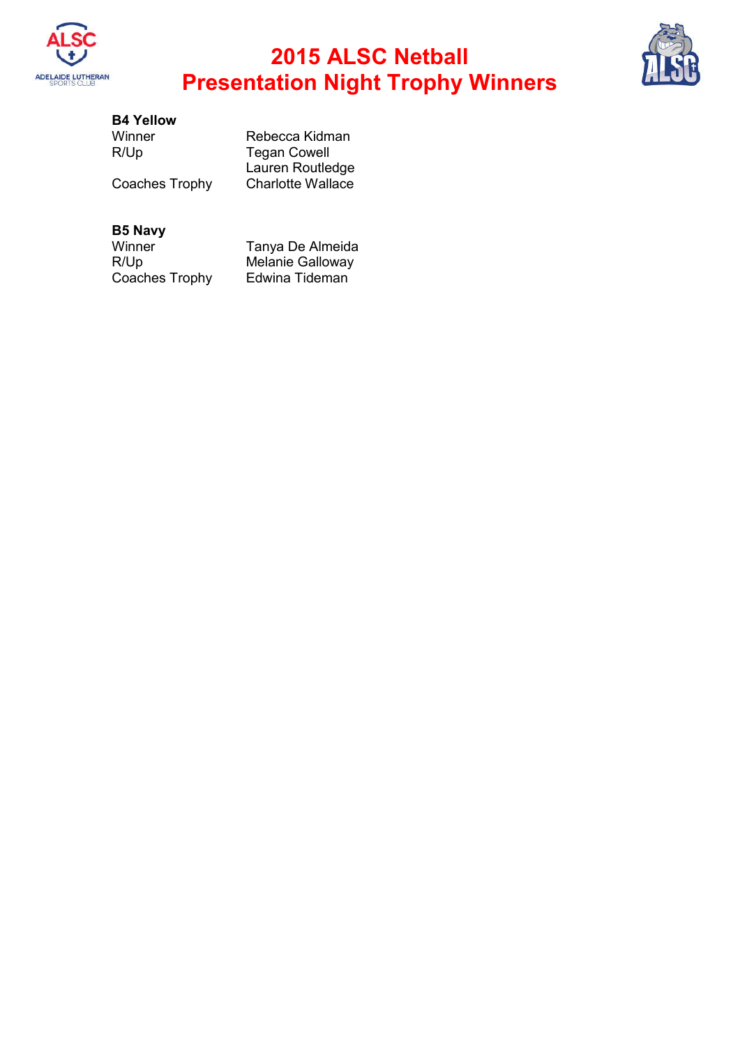# 2015 ALSC Netball
# Presentation Night Trophy Winners

**B4 Yellow**

| | |
|---|---|
| Winner | Rebecca Kidman |
| R/Up | Tegan Cowell |
| | Lauren Routledge |
| Coaches Trophy | Charlotte Wallace |

**B5 Navy**

| | |
|---|---|
| Winner | Tanya De Almeida |
| R/Up | Melanie Galloway |
| Coaches Trophy | Edwina Tideman |